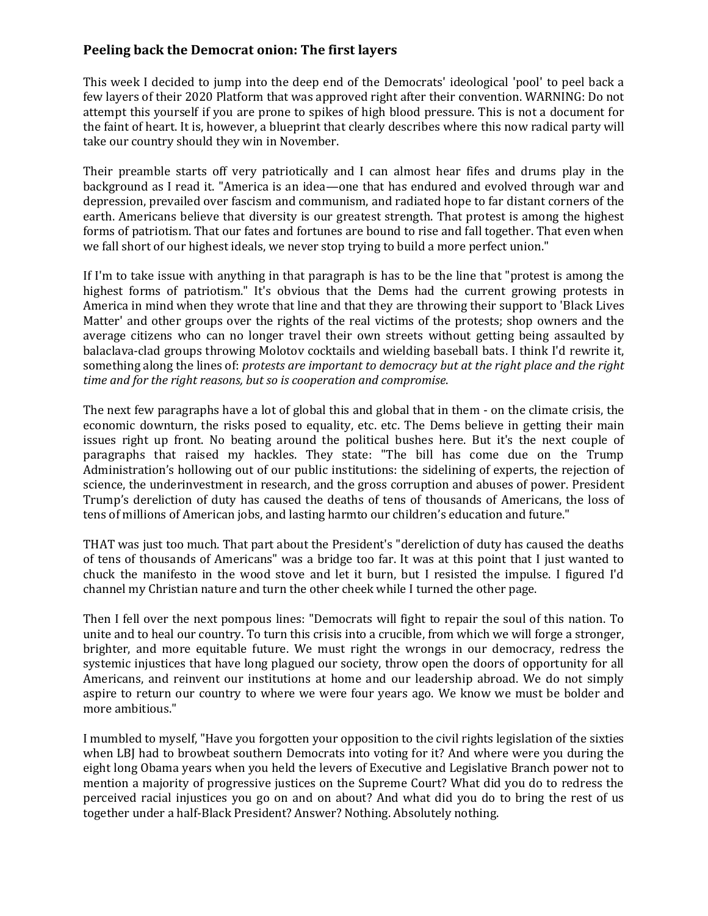### Peeling back the Democrat onion: The first layers

This week I decided to jump into the deep end of the Democrats' ideological 'pool' to peel back a few layers of their 2020 Platform that was approved right after their convention. WARNING: Do not attempt this yourself if you are prone to spikes of high blood pressure. This is not a document for the faint of heart. It is, however, a blueprint that clearly describes where this now radical party will take our country should they win in November.

Their preamble starts off very patriotically and I can almost hear fifes and drums play in the background as I read it. "America is an idea—one that has endured and evolved through war and depression, prevailed over fascism and communism, and radiated hope to far distant corners of the earth. Americans believe that diversity is our greatest strength. That protest is among the highest forms of patriotism. That our fates and fortunes are bound to rise and fall together. That even when we fall short of our highest ideals, we never stop trying to build a more perfect union."

If I'm to take issue with anything in that paragraph is has to be the line that "protest is among the highest forms of patriotism." It's obvious that the Dems had the current growing protests in America in mind when they wrote that line and that they are throwing their support to 'Black Lives Matter' and other groups over the rights of the real victims of the protests; shop owners and the average citizens who can no longer travel their own streets without getting being assaulted by balaclava-clad groups throwing Molotov cocktails and wielding baseball bats. I think I'd rewrite it, something along the lines of: *protests are important to democracy but at the right place and the right time and for the right reasons, but so is cooperation and compromise.*

The next few paragraphs have a lot of global this and global that in them - on the climate crisis, the economic downturn, the risks posed to equality, etc. etc. The Dems believe in getting their main issues right up front. No beating around the political bushes here. But it's the next couple of paragraphs that raised my hackles. They state: "The bill has come due on the Trump Administration's hollowing out of our public institutions: the sidelining of experts, the rejection of science, the underinvestment in research, and the gross corruption and abuses of power. President Trump's dereliction of duty has caused the deaths of tens of thousands of Americans, the loss of tens of millions of American jobs, and lasting harmto our children's education and future."

THAT was just too much. That part about the President's "dereliction of duty has caused the deaths of tens of thousands of Americans" was a bridge too far. It was at this point that I just wanted to chuck the manifesto in the wood stove and let it burn, but I resisted the impulse. I figured I'd channel my Christian nature and turn the other cheek while I turned the other page.

Then I fell over the next pompous lines: "Democrats will fight to repair the soul of this nation. To unite and to heal our country. To turn this crisis into a crucible, from which we will forge a stronger, brighter, and more equitable future. We must right the wrongs in our democracy, redress the systemic injustices that have long plagued our society, throw open the doors of opportunity for all Americans, and reinvent our institutions at home and our leadership abroad. We do not simply aspire to return our country to where we were four years ago. We know we must be bolder and more ambitious."

I mumbled to myself, "Have you forgotten your opposition to the civil rights legislation of the sixties when LBJ had to browbeat southern Democrats into voting for it? And where were you during the eight long Obama years when you held the levers of Executive and Legislative Branch power not to mention a majority of progressive justices on the Supreme Court? What did you do to redress the perceived racial injustices you go on and on about? And what did you do to bring the rest of us together under a half-Black President? Answer? Nothing. Absolutely nothing.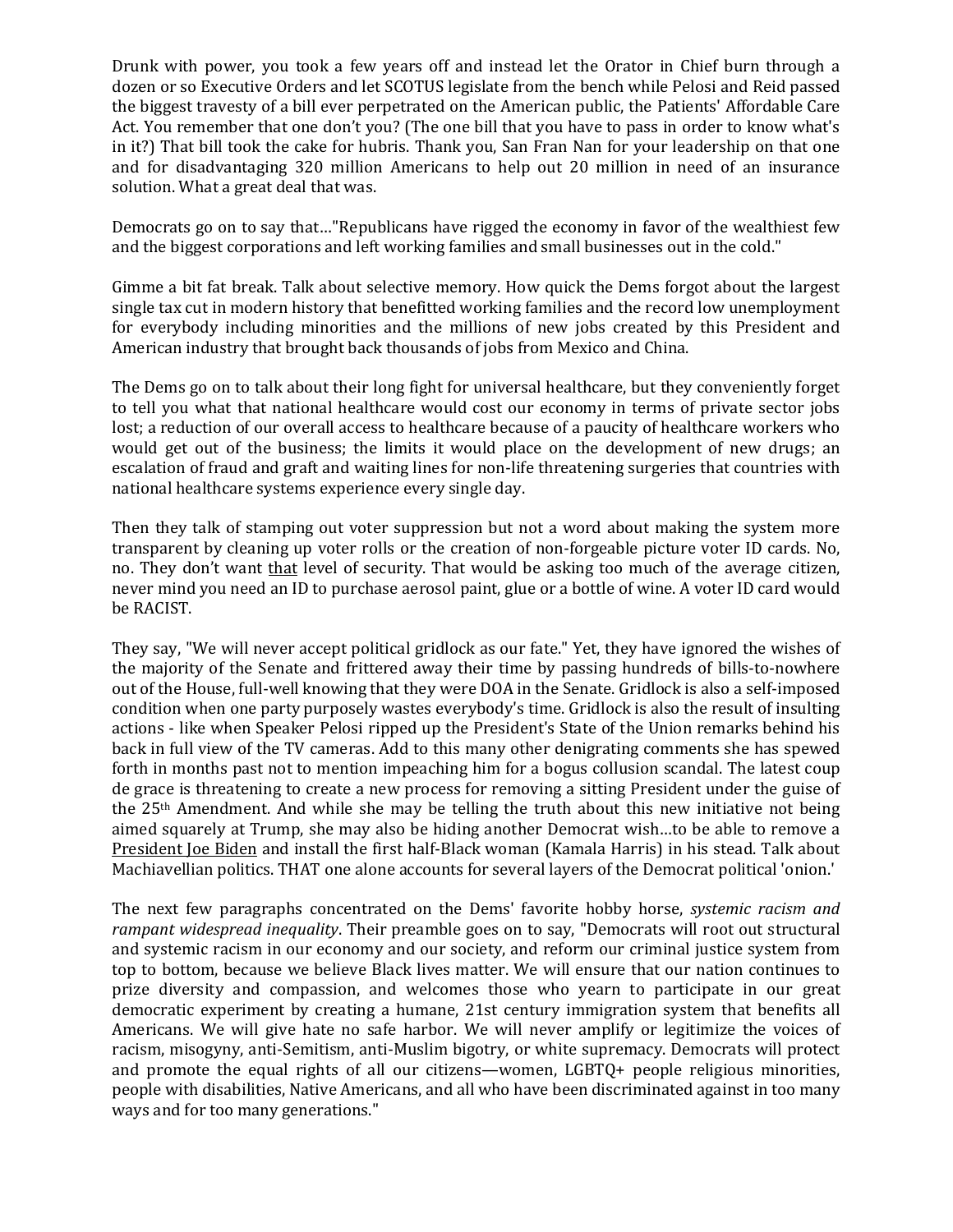Drunk with power, you took a few years off and instead let the Orator in Chief burn through a dozen or so Executive Orders and let SCOTUS legislate from the bench while Pelosi and Reid passed the biggest travesty of a bill ever perpetrated on the American public, the Patients' Affordable Care Act. You remember that one don't you? (The one bill that you have to pass in order to know what's in it?) That bill took the cake for hubris. Thank you, San Fran Nan for your leadership on that one and for disadvantaging 320 million Americans to help out 20 million in need of an insurance solution. What a great deal that was.

Democrats go on to say that…"Republicans have rigged the economy in favor of the wealthiest few and the biggest corporations and left working families and small businesses out in the cold."

Gimme a bit fat break. Talk about selective memory. How quick the Dems forgot about the largest single tax cut in modern history that benefitted working families and the record low unemployment for everybody including minorities and the millions of new jobs created by this President and American industry that brought back thousands of jobs from Mexico and China.

The Dems go on to talk about their long fight for universal healthcare, but they conveniently forget to tell you what that national healthcare would cost our economy in terms of private sector jobs lost; a reduction of our overall access to healthcare because of a paucity of healthcare workers who would get out of the business; the limits it would place on the development of new drugs; an escalation of fraud and graft and waiting lines for non-life threatening surgeries that countries with national healthcare systems experience every single day.

Then they talk of stamping out voter suppression but not a word about making the system more transparent by cleaning up voter rolls or the creation of non-forgeable picture voter ID cards. No, no. They don't want <u>that</u> level of security. That would be asking too much of the average citizen, never mind you need an ID to purchase aerosol paint, glue or a bottle of wine. A voter ID card would be RACIST.

They say, "We will never accept political gridlock as our fate." Yet, they have ignored the wishes of the majority of the Senate and frittered away their time by passing hundreds of bills-to-nowhere out of the House, full-well knowing that they were DOA in the Senate. Gridlock is also a self-imposed condition when one party purposely wastes everybody's time. Gridlock is also the result of insulting actions - like when Speaker Pelosi ripped up the President's State of the Union remarks behind his back in full view of the TV cameras. Add to this many other denigrating comments she has spewed forth in months past not to mention impeaching him for a bogus collusion scandal. The latest coup de grace is threatening to create a new process for removing a sitting President under the guise of the 25th Amendment. And while she may be telling the truth about this new initiative not being aimed squarely at Trump, she may also be hiding another Democrat wish…to be able to remove a <u>President Joe Biden</u> and install the first half-Black woman (Kamala Harris) in his stead. Talk about Machiavellian politics. THAT one alone accounts for several layers of the Democrat political 'onion.'

The next few paragraphs concentrated on the Dems' favorite hobby horse, *systemic racism and rampant widespread inequality*. Their preamble goes on to say, "Democrats will root out structural and systemic racism in our economy and our society, and reform our criminal justice system from top to bottom, because we believe Black lives matter. We will ensure that our nation continues to prize diversity and compassion, and welcomes those who yearn to participate in our great democratic experiment by creating a humane, 21st century immigration system that benefits all Americans. We will give hate no safe harbor. We will never amplify or legitimize the voices of racism, misogyny, anti-Semitism, anti-Muslim bigotry, or white supremacy. Democrats will protect and promote the equal rights of all our citizens—women, LGBTQ+ people religious minorities, people with disabilities, Native Americans, and all who have been discriminated against in too many ways and for too many generations."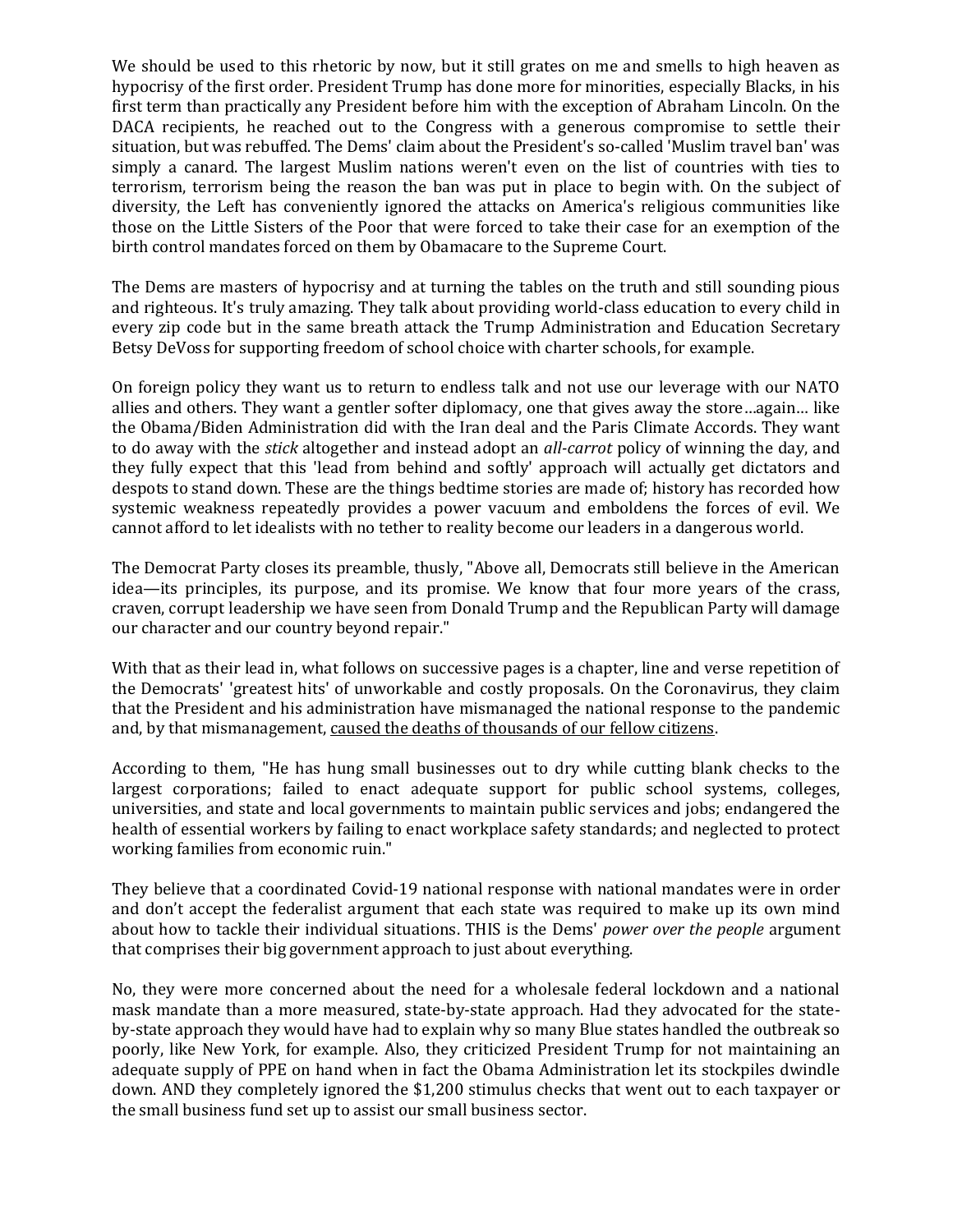We should be used to this rhetoric by now, but it still grates on me and smells to high heaven as hypocrisy of the first order. President Trump has done more for minorities, especially Blacks, in his first term than practically any President before him with the exception of Abraham Lincoln. On the DACA recipients, he reached out to the Congress with a generous compromise to settle their situation, but was rebuffed. The Dems' claim about the President's so-called 'Muslim travel ban' was simply a canard. The largest Muslim nations weren't even on the list of countries with ties to terrorism, terrorism being the reason the ban was put in place to begin with. On the subject of diversity, the Left has conveniently ignored the attacks on America's religious communities like those on the Little Sisters of the Poor that were forced to take their case for an exemption of the birth control mandates forced on them by Obamacare to the Supreme Court.

The Dems are masters of hypocrisy and at turning the tables on the truth and still sounding pious and righteous. It's truly amazing. They talk about providing world-class education to every child in every zip code but in the same breath attack the Trump Administration and Education Secretary Betsy DeVoss for supporting freedom of school choice with charter schools, for example.

On foreign policy they want us to return to endless talk and not use our leverage with our NATO allies and others. They want a gentler softer diplomacy, one that gives away the store…again… like the Obama/Biden Administration did with the Iran deal and the Paris Climate Accords. They want to do away with the *stick* altogether and instead adopt an *all-carrot* policy of winning the day, and they fully expect that this 'lead from behind and softly' approach will actually get dictators and despots to stand down. These are the things bedtime stories are made of; history has recorded how systemic weakness repeatedly provides a power vacuum and emboldens the forces of evil. We cannot afford to let idealists with no tether to reality become our leaders in a dangerous world.

The Democrat Party closes its preamble, thusly, "Above all, Democrats still believe in the American idea—its principles, its purpose, and its promise. We know that four more years of the crass, craven, corrupt leadership we have seen from Donald Trump and the Republican Party will damage our character and our country beyond repair."

With that as their lead in, what follows on successive pages is a chapter, line and verse repetition of the Democrats' 'greatest hits' of unworkable and costly proposals. On the Coronavirus, they claim that the President and his administration have mismanaged the national response to the pandemic and, by that mismanagement, <u>caused the deaths of thousands of our fellow citizens</u>.

According to them, "He has hung small businesses out to dry while cutting blank checks to the largest corporations; failed to enact adequate support for public school systems, colleges, universities, and state and local governments to maintain public services and jobs; endangered the health of essential workers by failing to enact workplace safety standards; and neglected to protect working families from economic ruin."

They believe that a coordinated Covid-19 national response with national mandates were in order and don't accept the federalist argument that each state was required to make up its own mind about how to tackle their individual situations. THIS is the Dems' *power over the people* argument that comprises their big government approach to just about everything.

No, they were more concerned about the need for a wholesale federal lockdown and a national mask mandate than a more measured, state-by-state approach. Had they advocated for the state-by-state approach they would have had to explain why so many Blue states handled the outbreak so poorly, like New York, for example. Also, they criticized President Trump for not maintaining an adequate supply of PPE on hand when in fact the Obama Administration let its stockpiles dwindle down. AND they completely ignored the $1,200 stimulus checks that went out to each taxpayer or the small business fund set up to assist our small business sector.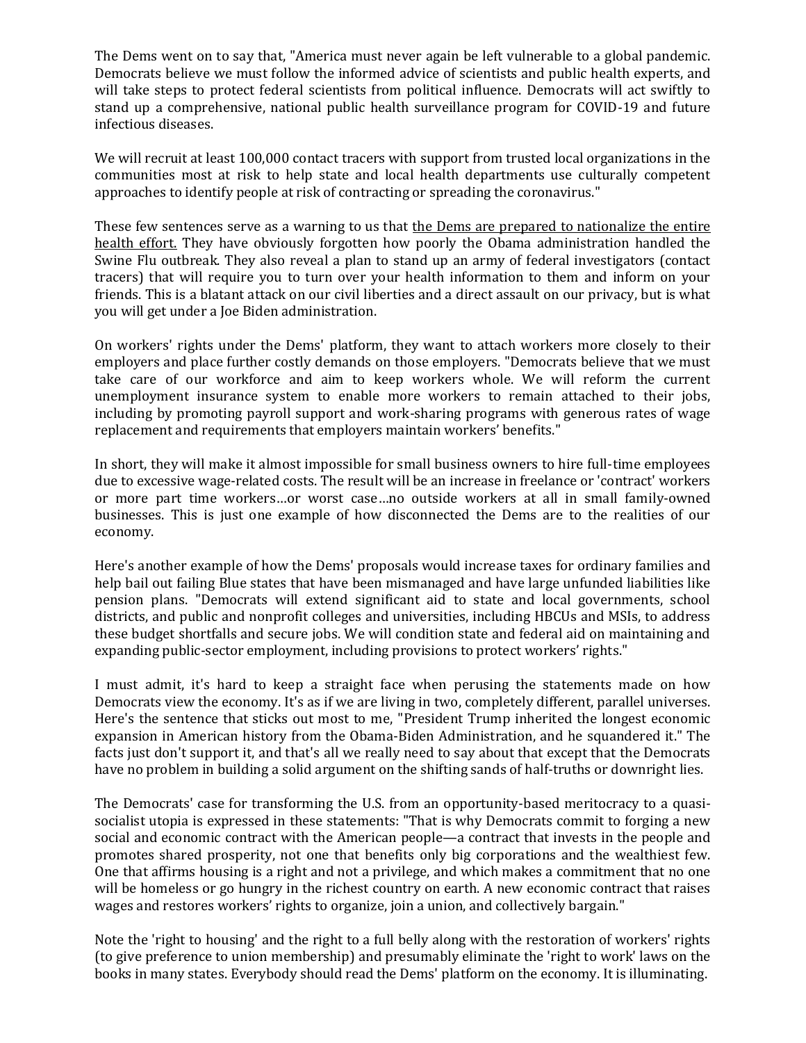The Dems went on to say that, "America must never again be left vulnerable to a global pandemic. Democrats believe we must follow the informed advice of scientists and public health experts, and will take steps to protect federal scientists from political influence. Democrats will act swiftly to stand up a comprehensive, national public health surveillance program for COVID-19 and future infectious diseases.

We will recruit at least 100,000 contact tracers with support from trusted local organizations in the communities most at risk to help state and local health departments use culturally competent approaches to identify people at risk of contracting or spreading the coronavirus."

These few sentences serve as a warning to us that <u>the Dems are prepared to nationalize the entire health effort.</u> They have obviously forgotten how poorly the Obama administration handled the Swine Flu outbreak. They also reveal a plan to stand up an army of federal investigators (contact tracers) that will require you to turn over your health information to them and inform on your friends. This is a blatant attack on our civil liberties and a direct assault on our privacy, but is what you will get under a Joe Biden administration.

On workers' rights under the Dems' platform, they want to attach workers more closely to their employers and place further costly demands on those employers. "Democrats believe that we must take care of our workforce and aim to keep workers whole. We will reform the current unemployment insurance system to enable more workers to remain attached to their jobs, including by promoting payroll support and work-sharing programs with generous rates of wage replacement and requirements that employers maintain workers' benefits."

In short, they will make it almost impossible for small business owners to hire full-time employees due to excessive wage-related costs. The result will be an increase in freelance or 'contract' workers or more part time workers…or worst case…no outside workers at all in small family-owned businesses. This is just one example of how disconnected the Dems are to the realities of our economy.

Here's another example of how the Dems' proposals would increase taxes for ordinary families and help bail out failing Blue states that have been mismanaged and have large unfunded liabilities like pension plans. "Democrats will extend significant aid to state and local governments, school districts, and public and nonprofit colleges and universities, including HBCUs and MSIs, to address these budget shortfalls and secure jobs. We will condition state and federal aid on maintaining and expanding public-sector employment, including provisions to protect workers' rights."

I must admit, it's hard to keep a straight face when perusing the statements made on how Democrats view the economy. It's as if we are living in two, completely different, parallel universes. Here's the sentence that sticks out most to me, "President Trump inherited the longest economic expansion in American history from the Obama-Biden Administration, and he squandered it." The facts just don't support it, and that's all we really need to say about that except that the Democrats have no problem in building a solid argument on the shifting sands of half-truths or downright lies.

The Democrats' case for transforming the U.S. from an opportunity-based meritocracy to a quasi-socialist utopia is expressed in these statements: "That is why Democrats commit to forging a new social and economic contract with the American people—a contract that invests in the people and promotes shared prosperity, not one that benefits only big corporations and the wealthiest few. One that affirms housing is a right and not a privilege, and which makes a commitment that no one will be homeless or go hungry in the richest country on earth. A new economic contract that raises wages and restores workers' rights to organize, join a union, and collectively bargain."

Note the 'right to housing' and the right to a full belly along with the restoration of workers' rights (to give preference to union membership) and presumably eliminate the 'right to work' laws on the books in many states. Everybody should read the Dems' platform on the economy. It is illuminating.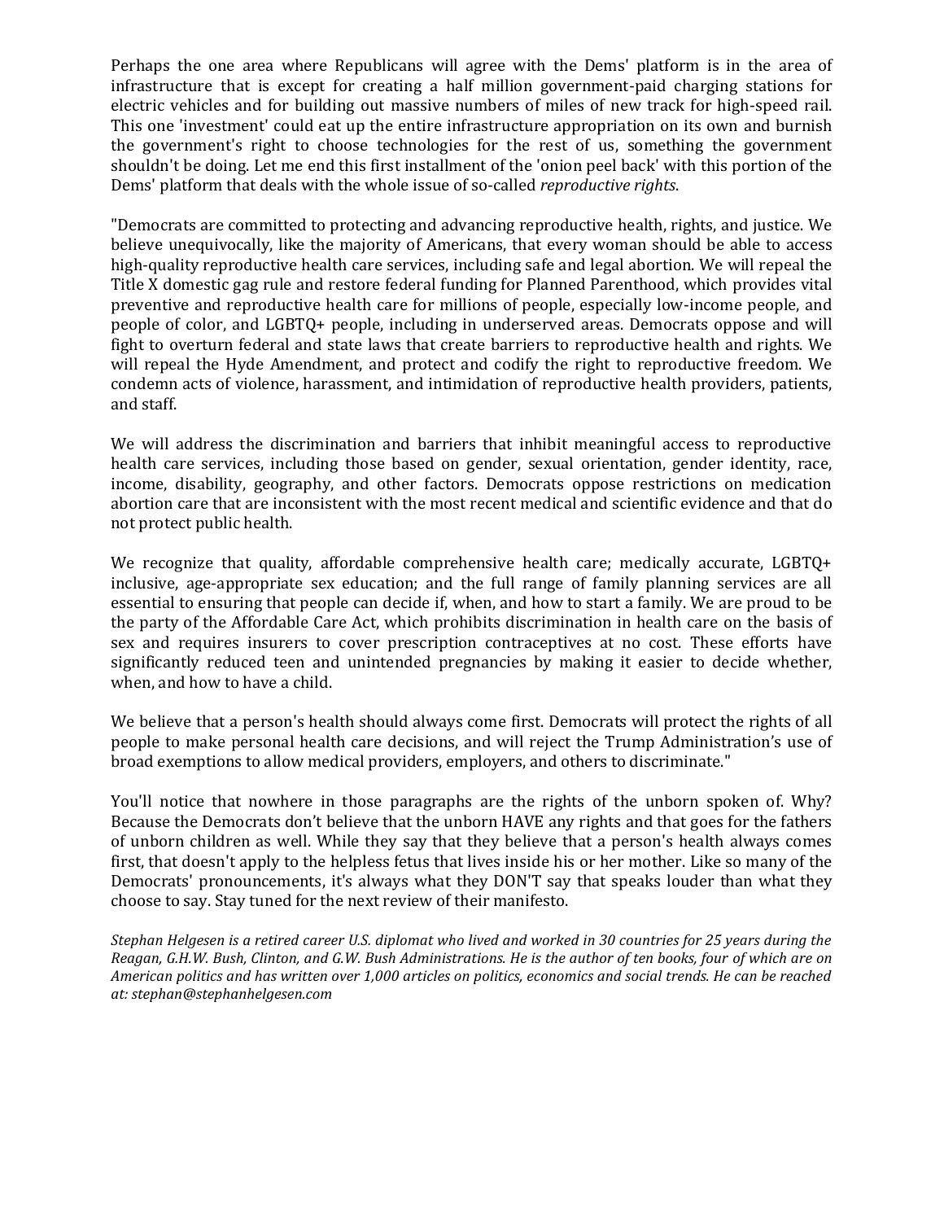Perhaps the one area where Republicans will agree with the Dems' platform is in the area of infrastructure that is except for creating a half million government-paid charging stations for electric vehicles and for building out massive numbers of miles of new track for high-speed rail. This one 'investment' could eat up the entire infrastructure appropriation on its own and burnish the government's right to choose technologies for the rest of us, something the government shouldn't be doing. Let me end this first installment of the 'onion peel back' with this portion of the Dems' platform that deals with the whole issue of so-called *reproductive rights*.

"Democrats are committed to protecting and advancing reproductive health, rights, and justice. We believe unequivocally, like the majority of Americans, that every woman should be able to access high-quality reproductive health care services, including safe and legal abortion. We will repeal the Title X domestic gag rule and restore federal funding for Planned Parenthood, which provides vital preventive and reproductive health care for millions of people, especially low-income people, and people of color, and LGBTQ+ people, including in underserved areas. Democrats oppose and will fight to overturn federal and state laws that create barriers to reproductive health and rights. We will repeal the Hyde Amendment, and protect and codify the right to reproductive freedom. We condemn acts of violence, harassment, and intimidation of reproductive health providers, patients, and staff.

We will address the discrimination and barriers that inhibit meaningful access to reproductive health care services, including those based on gender, sexual orientation, gender identity, race, income, disability, geography, and other factors. Democrats oppose restrictions on medication abortion care that are inconsistent with the most recent medical and scientific evidence and that do not protect public health.

We recognize that quality, affordable comprehensive health care; medically accurate, LGBTQ+ inclusive, age-appropriate sex education; and the full range of family planning services are all essential to ensuring that people can decide if, when, and how to start a family. We are proud to be the party of the Affordable Care Act, which prohibits discrimination in health care on the basis of sex and requires insurers to cover prescription contraceptives at no cost. These efforts have significantly reduced teen and unintended pregnancies by making it easier to decide whether, when, and how to have a child.

We believe that a person's health should always come first. Democrats will protect the rights of all people to make personal health care decisions, and will reject the Trump Administration's use of broad exemptions to allow medical providers, employers, and others to discriminate."

You'll notice that nowhere in those paragraphs are the rights of the unborn spoken of. Why? Because the Democrats don't believe that the unborn HAVE any rights and that goes for the fathers of unborn children as well. While they say that they believe that a person's health always comes first, that doesn't apply to the helpless fetus that lives inside his or her mother. Like so many of the Democrats' pronouncements, it's always what they DON'T say that speaks louder than what they choose to say. Stay tuned for the next review of their manifesto.

*Stephan Helgesen is a retired career U.S. diplomat who lived and worked in 30 countries for 25 years during the Reagan, G.H.W. Bush, Clinton, and G.W. Bush Administrations. He is the author of ten books, four of which are on American politics and has written over 1,000 articles on politics, economics and social trends. He can be reached at: stephan@stephanhelgesen.com*